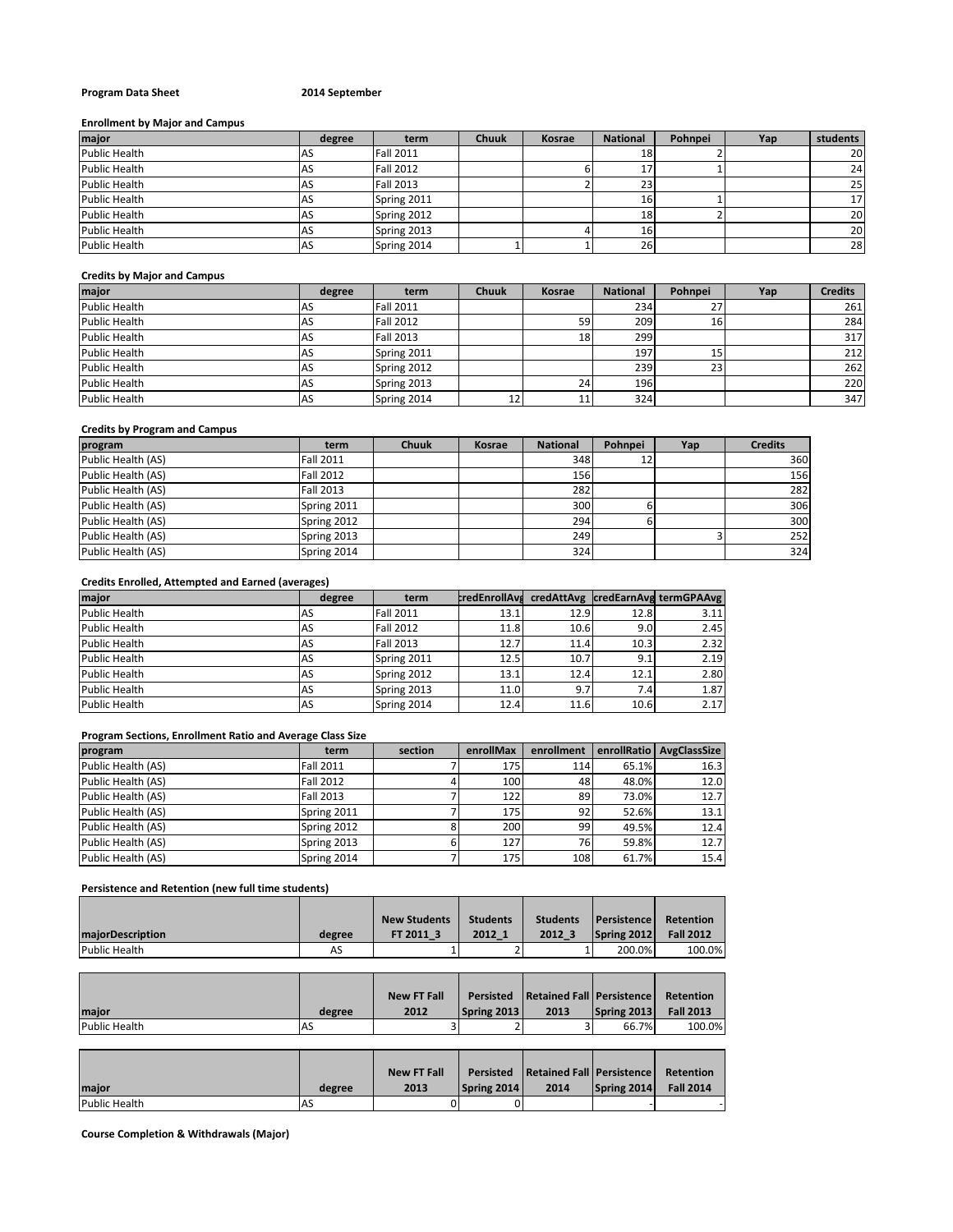**Program Data Sheet** **2014 September**

**Enrollment by Major and Campus**

| major | degree | term | Chuuk | Kosrae | National | Pohnpei | Yap | students |
|---|---|---|---|---|---|---|---|---|
| Public Health | AS | Fall 2011 | | | 18 | 2 | | 20 |
| Public Health | AS | Fall 2012 | | 6 | 17 | 1 | | 24 |
| Public Health | AS | Fall 2013 | | 2 | 23 | | | 25 |
| Public Health | AS | Spring 2011 | | | 16 | 1 | | 17 |
| Public Health | AS | Spring 2012 | | | 18 | 2 | | 20 |
| Public Health | AS | Spring 2013 | | 4 | 16 | | | 20 |
| Public Health | AS | Spring 2014 | 1 | 1 | 26 | | | 28 |

**Credits by Major and Campus**

| major | degree | term | Chuuk | Kosrae | National | Pohnpei | Yap | Credits |
|---|---|---|---|---|---|---|---|---|
| Public Health | AS | Fall 2011 | | | 234 | 27 | | 261 |
| Public Health | AS | Fall 2012 | | 59 | 209 | 16 | | 284 |
| Public Health | AS | Fall 2013 | | 18 | 299 | | | 317 |
| Public Health | AS | Spring 2011 | | | 197 | 15 | | 212 |
| Public Health | AS | Spring 2012 | | | 239 | 23 | | 262 |
| Public Health | AS | Spring 2013 | | 24 | 196 | | | 220 |
| Public Health | AS | Spring 2014 | 12 | 11 | 324 | | | 347 |

**Credits by Program and Campus**

| program | term | Chuuk | Kosrae | National | Pohnpei | Yap | Credits |
|---|---|---|---|---|---|---|---|
| Public Health (AS) | Fall 2011 | | | 348 | 12 | | 360 |
| Public Health (AS) | Fall 2012 | | | 156 | | | 156 |
| Public Health (AS) | Fall 2013 | | | 282 | | | 282 |
| Public Health (AS) | Spring 2011 | | | 300 | 6 | | 306 |
| Public Health (AS) | Spring 2012 | | | 294 | 6 | | 300 |
| Public Health (AS) | Spring 2013 | | | 249 | | 3 | 252 |
| Public Health (AS) | Spring 2014 | | | 324 | | | 324 |

**Credits Enrolled, Attempted and Earned (averages)**

| major | degree | term | credEnrollAvg | credAttAvg | credEarnAvg | termGPAAvg |
|---|---|---|---|---|---|---|
| Public Health | AS | Fall 2011 | 13.1 | 12.9 | 12.8 | 3.11 |
| Public Health | AS | Fall 2012 | 11.8 | 10.6 | 9.0 | 2.45 |
| Public Health | AS | Fall 2013 | 12.7 | 11.4 | 10.3 | 2.32 |
| Public Health | AS | Spring 2011 | 12.5 | 10.7 | 9.1 | 2.19 |
| Public Health | AS | Spring 2012 | 13.1 | 12.4 | 12.1 | 2.80 |
| Public Health | AS | Spring 2013 | 11.0 | 9.7 | 7.4 | 1.87 |
| Public Health | AS | Spring 2014 | 12.4 | 11.6 | 10.6 | 2.17 |

**Program Sections, Enrollment Ratio and Average Class Size**

| program | term | section | enrollMax | enrollment | enrollRatio | AvgClassSize |
|---|---|---|---|---|---|---|
| Public Health (AS) | Fall 2011 | 7 | 175 | 114 | 65.1% | 16.3 |
| Public Health (AS) | Fall 2012 | 4 | 100 | 48 | 48.0% | 12.0 |
| Public Health (AS) | Fall 2013 | 7 | 122 | 89 | 73.0% | 12.7 |
| Public Health (AS) | Spring 2011 | 7 | 175 | 92 | 52.6% | 13.1 |
| Public Health (AS) | Spring 2012 | 8 | 200 | 99 | 49.5% | 12.4 |
| Public Health (AS) | Spring 2013 | 6 | 127 | 76 | 59.8% | 12.7 |
| Public Health (AS) | Spring 2014 | 7 | 175 | 108 | 61.7% | 15.4 |

**Persistence and Retention (new full time students)**

| majorDescription | degree | New Students FT 2011_3 | Students 2012_1 | Students 2012_3 | Persistence Spring 2012 | Retention Fall 2012 |
|---|---|---|---|---|---|---|
| Public Health | AS | 1 | 2 | 1 | 200.0% | 100.0% |

| major | degree | New FT Fall 2012 | Persisted Spring 2013 | Retained Fall 2013 | Persistence Spring 2013 | Retention Fall 2013 |
|---|---|---|---|---|---|---|
| Public Health | AS | 3 | 2 | 3 | 66.7% | 100.0% |

| major | degree | New FT Fall 2013 | Persisted Spring 2014 | Retained Fall 2014 | Persistence Spring 2014 | Retention Fall 2014 |
|---|---|---|---|---|---|---|
| Public Health | AS | 0 | 0 | | - | - |

**Course Completion & Withdrawals (Major)**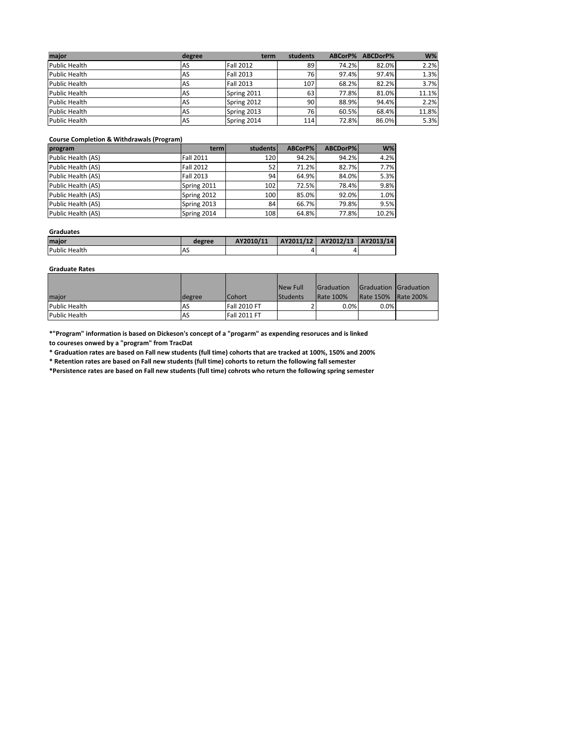| major | degree | term | students | ABCorP% | ABCDorP% | W% |
|---|---|---|---|---|---|---|
| Public Health | AS | Fall 2012 | 89 | 74.2% | 82.0% | 2.2% |
| Public Health | AS | Fall 2013 | 76 | 97.4% | 97.4% | 1.3% |
| Public Health | AS | Fall 2013 | 107 | 68.2% | 82.2% | 3.7% |
| Public Health | AS | Spring 2011 | 63 | 77.8% | 81.0% | 11.1% |
| Public Health | AS | Spring 2012 | 90 | 88.9% | 94.4% | 2.2% |
| Public Health | AS | Spring 2013 | 76 | 60.5% | 68.4% | 11.8% |
| Public Health | AS | Spring 2014 | 114 | 72.8% | 86.0% | 5.3% |

**Course Completion & Withdrawals (Program)**

| program | term | students | ABCorP% | ABCDorP% | W% |
|---|---|---|---|---|---|
| Public Health (AS) | Fall 2011 | 120 | 94.2% | 94.2% | 4.2% |
| Public Health (AS) | Fall 2012 | 52 | 71.2% | 82.7% | 7.7% |
| Public Health (AS) | Fall 2013 | 94 | 64.9% | 84.0% | 5.3% |
| Public Health (AS) | Spring 2011 | 102 | 72.5% | 78.4% | 9.8% |
| Public Health (AS) | Spring 2012 | 100 | 85.0% | 92.0% | 1.0% |
| Public Health (AS) | Spring 2013 | 84 | 66.7% | 79.8% | 9.5% |
| Public Health (AS) | Spring 2014 | 108 | 64.8% | 77.8% | 10.2% |

**Graduates**

| major | degree | AY2010/11 | AY2011/12 | AY2012/13 | AY2013/14 |
|---|---|---|---|---|---|
| Public Health | AS | | 4 | 4 | |

**Graduate Rates**

| major | degree | Cohort | New Full Students | Graduation Rate 100% | Graduation Rate 150% | Graduation Rate 200% |
|---|---|---|---|---|---|---|
| Public Health | AS | Fall 2010 FT | 2 | 0.0% | 0.0% | |
| Public Health | AS | Fall 2011 FT | | | | |

***"Program" information is based on Dickeson's concept of a "progarm" as expending resoruces and is linked to coureses onwed by a "program" from TracDat**

*** Graduation rates are based on Fall new students (full time) cohorts that are tracked at 100%, 150% and 200%**

*** Retention rates are based on Fall new students (full time) cohorts to return the following fall semester**

***Persistence rates are based on Fall new students (full time) cohrots who return the following spring semester**